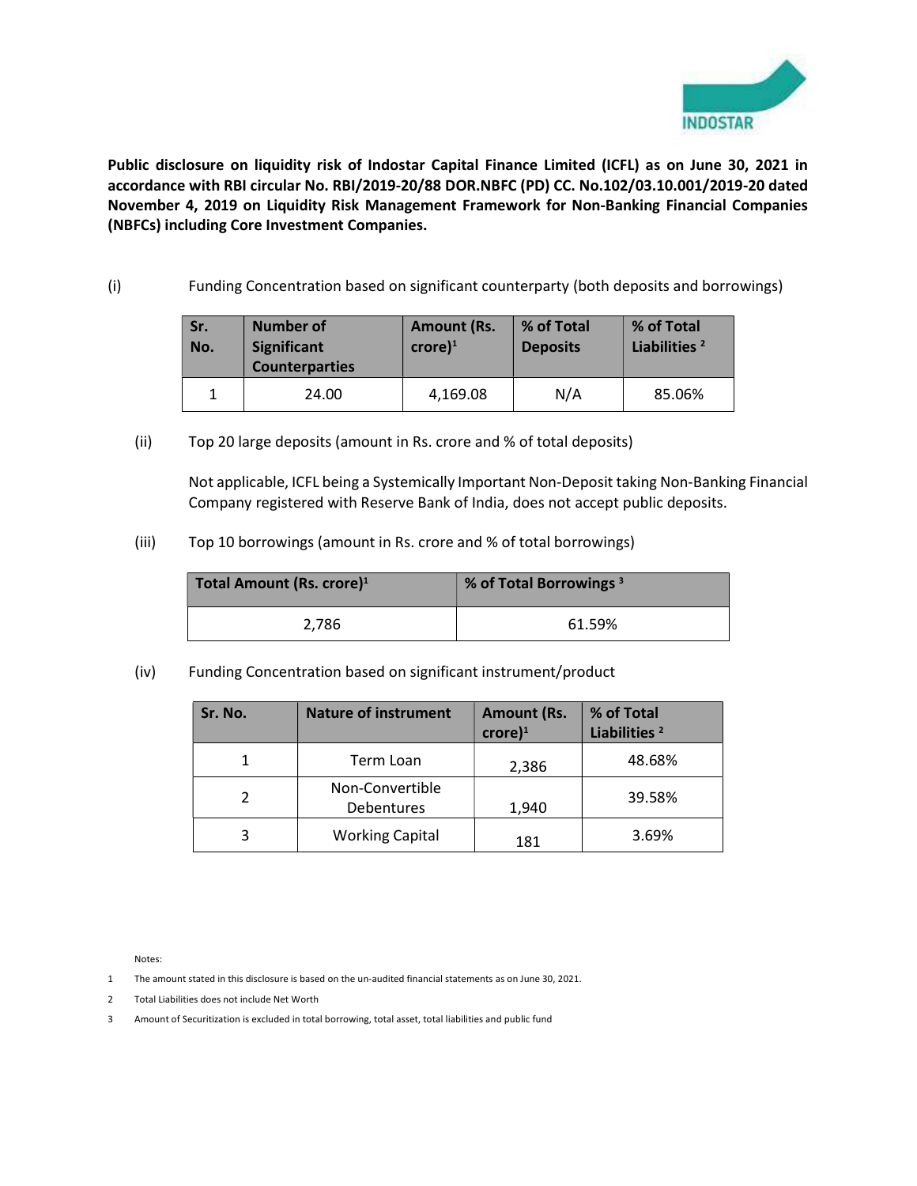**Public disclosure on liquidity risk of Indostar Capital Finance Limited (ICFL) as on June 30, 2021 in accordance with RBI circular No. RBI/2019-20/88 DOR.NBFC (PD) CC. No.102/03.10.001/2019-20 dated November 4, 2019 on Liquidity Risk Management Framework for Non-Banking Financial Companies (NBFCs) including Core Investment Companies.**

(i) Funding Concentration based on significant counterparty (both deposits and borrowings)

| Sr. No. | Number of Significant Counterparties | Amount (Rs. crore)[1] | % of Total Deposits | % of Total Liabilities [2] |
|---|---|---|---|---|
| 1 | 24.00 | 4,169.08 | N/A | 85.06% |

(ii) Top 20 large deposits (amount in Rs. crore and % of total deposits)

Not applicable, ICFL being a Systemically Important Non-Deposit taking Non-Banking Financial Company registered with Reserve Bank of India, does not accept public deposits.

(iii) Top 10 borrowings (amount in Rs. crore and % of total borrowings)

| Total Amount (Rs. crore)[1] | % of Total Borrowings [3] |
|---|---|
| 2,786 | 61.59% |

(iv) Funding Concentration based on significant instrument/product

| Sr. No. | Nature of instrument | Amount (Rs. crore)[1] | % of Total Liabilities [2] |
|---|---|---|---|
| 1 | Term Loan | 2,386 | 48.68% |
| 2 | Non-Convertible Debentures | 1,940 | 39.58% |
| 3 | Working Capital | 181 | 3.69% |

Notes:

1 The amount stated in this disclosure is based on the un-audited financial statements as on June 30, 2021.

2 Total Liabilities does not include Net Worth

3 Amount of Securitization is excluded in total borrowing, total asset, total liabilities and public fund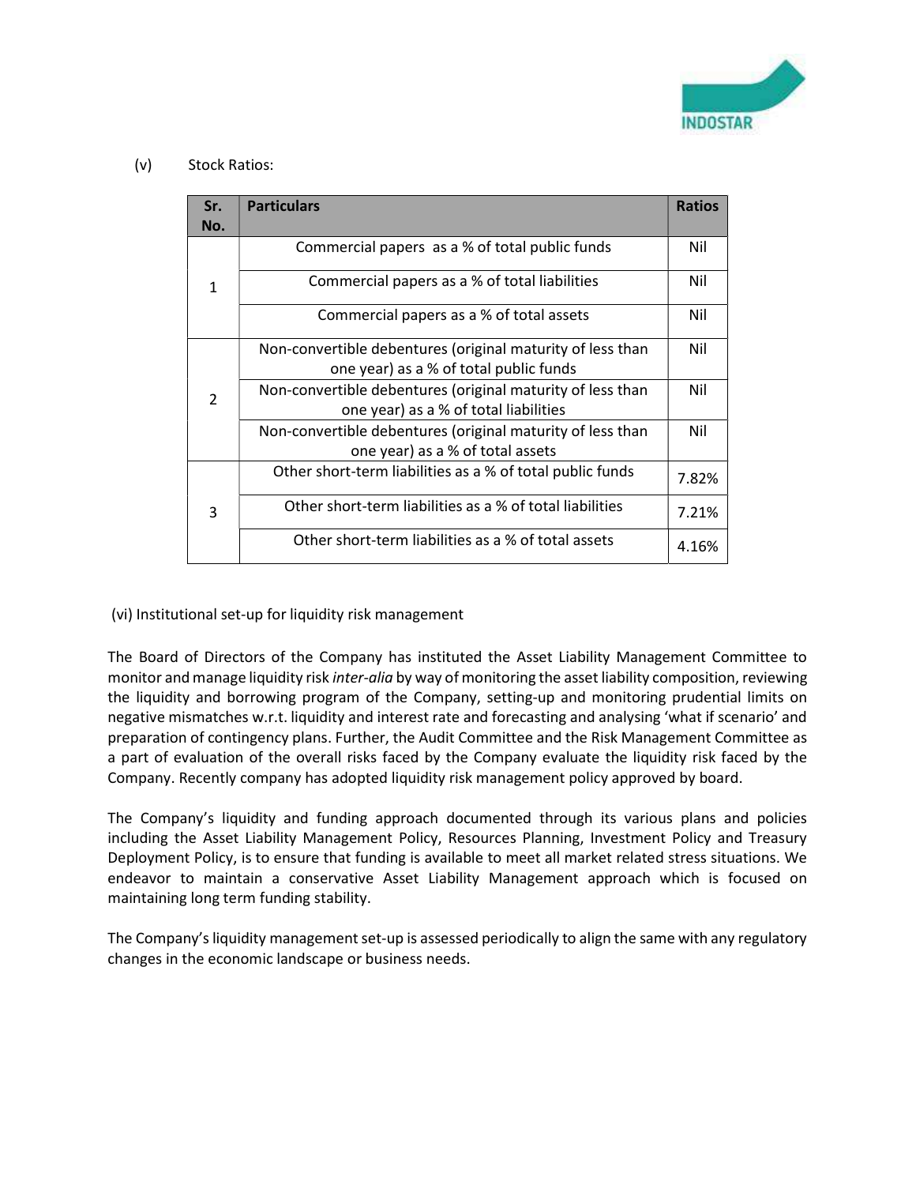(v) Stock Ratios:

| Sr. No. | Particulars | Ratios |
|---|---|---|
| 1 | Commercial papers as a % of total public funds | Nil |
| | Commercial papers as a % of total liabilities | Nil |
| | Commercial papers as a % of total assets | Nil |
| 2 | Non-convertible debentures (original maturity of less than one year) as a % of total public funds | Nil |
| | Non-convertible debentures (original maturity of less than one year) as a % of total liabilities | Nil |
| | Non-convertible debentures (original maturity of less than one year) as a % of total assets | Nil |
| 3 | Other short-term liabilities as a % of total public funds | 7.82% |
| | Other short-term liabilities as a % of total liabilities | 7.21% |
| | Other short-term liabilities as a % of total assets | 4.16% |

(vi) Institutional set-up for liquidity risk management

The Board of Directors of the Company has instituted the Asset Liability Management Committee to monitor and manage liquidity risk *inter-alia* by way of monitoring the asset liability composition, reviewing the liquidity and borrowing program of the Company, setting-up and monitoring prudential limits on negative mismatches w.r.t. liquidity and interest rate and forecasting and analysing 'what if scenario' and preparation of contingency plans. Further, the Audit Committee and the Risk Management Committee as a part of evaluation of the overall risks faced by the Company evaluate the liquidity risk faced by the Company. Recently company has adopted liquidity risk management policy approved by board.

The Company's liquidity and funding approach documented through its various plans and policies including the Asset Liability Management Policy, Resources Planning, Investment Policy and Treasury Deployment Policy, is to ensure that funding is available to meet all market related stress situations. We endeavor to maintain a conservative Asset Liability Management approach which is focused on maintaining long term funding stability.

The Company's liquidity management set-up is assessed periodically to align the same with any regulatory changes in the economic landscape or business needs.